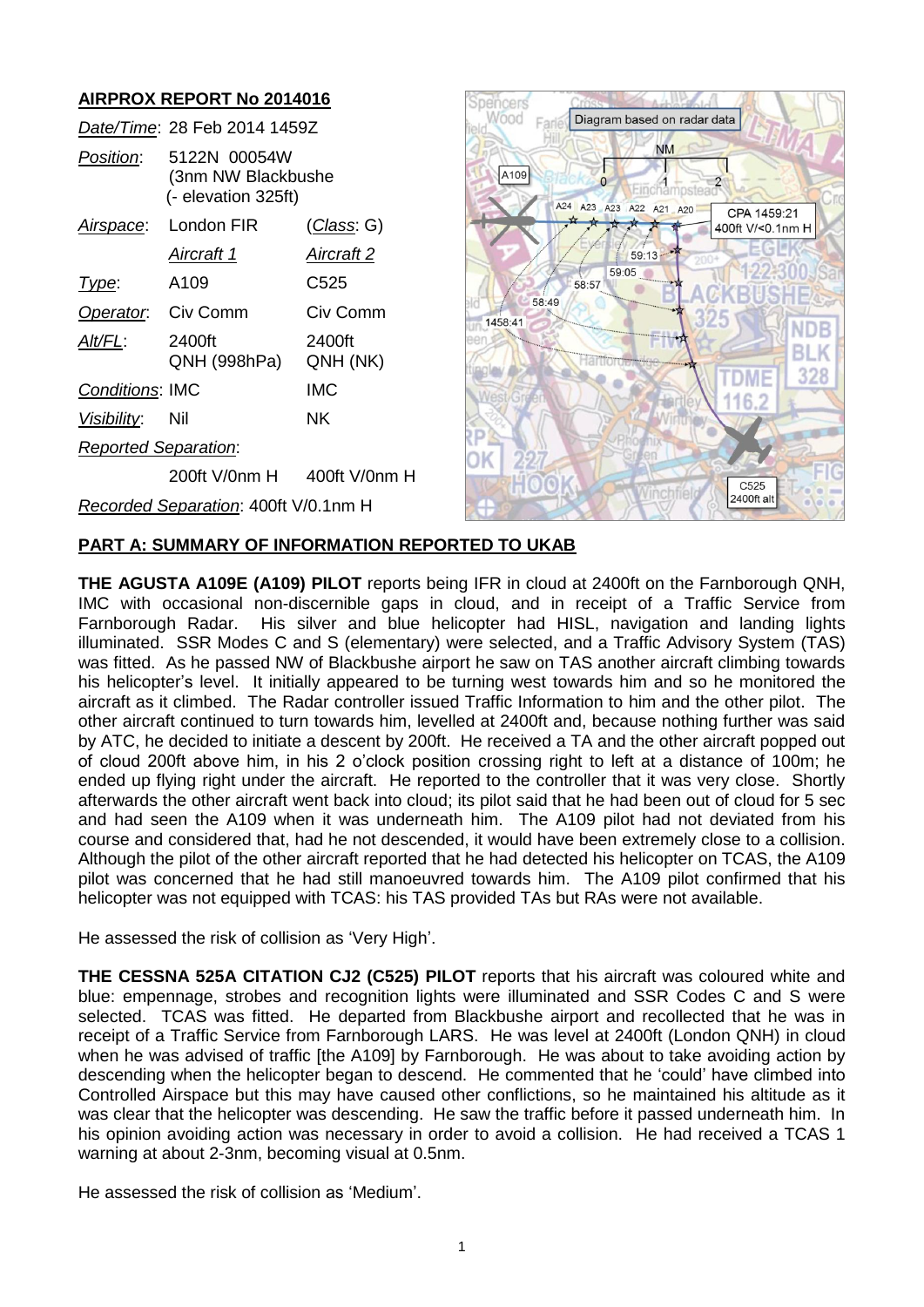## AIRPROX REPORT No 2014016

| | | |
|---|---|---|
| *Date/Time*: | 28 Feb 2014 1459Z | |
| *Position*: | 5122N 00054W (3nm NW Blackbushe (- elevation 325ft) | |
| *Airspace*: | London FIR | (*Class*: G) |
| | *Aircraft 1* | *Aircraft 2* |
| *Type*: | A109 | C525 |
| *Operator*: | Civ Comm | Civ Comm |
| *Alt/FL*: | 2400ft QNH (998hPa) | 2400ft QNH (NK) |
| *Conditions*: | IMC | IMC |
| *Visibility*: | Nil | NK |
| *Reported Separation*: | | |
| | 200ft V/0nm H | 400ft V/0nm H |
| *Recorded Separation*: | 400ft V/0.1nm H | |

Diagram based on radar data

CPA 1459:21 400ft V/<0.1nm H

### PART A: SUMMARY OF INFORMATION REPORTED TO UKAB

**THE AGUSTA A109E (A109) PILOT** reports being IFR in cloud at 2400ft on the Farnborough QNH, IMC with occasional non-discernible gaps in cloud, and in receipt of a Traffic Service from Farnborough Radar. His silver and blue helicopter had HISL, navigation and landing lights illuminated. SSR Modes C and S (elementary) were selected, and a Traffic Advisory System (TAS) was fitted. As he passed NW of Blackbushe airport he saw on TAS another aircraft climbing towards his helicopter's level. It initially appeared to be turning west towards him and so he monitored the aircraft as it climbed. The Radar controller issued Traffic Information to him and the other pilot. The other aircraft continued to turn towards him, levelled at 2400ft and, because nothing further was said by ATC, he decided to initiate a descent by 200ft. He received a TA and the other aircraft popped out of cloud 200ft above him, in his 2 o'clock position crossing right to left at a distance of 100m; he ended up flying right under the aircraft. He reported to the controller that it was very close. Shortly afterwards the other aircraft went back into cloud; its pilot said that he had been out of cloud for 5 sec and had seen the A109 when it was underneath him. The A109 pilot had not deviated from his course and considered that, had he not descended, it would have been extremely close to a collision. Although the pilot of the other aircraft reported that he had detected his helicopter on TCAS, the A109 pilot was concerned that he had still manoeuvred towards him. The A109 pilot confirmed that his helicopter was not equipped with TCAS: his TAS provided TAs but RAs were not available.

He assessed the risk of collision as 'Very High'.

**THE CESSNA 525A CITATION CJ2 (C525) PILOT** reports that his aircraft was coloured white and blue: empennage, strobes and recognition lights were illuminated and SSR Codes C and S were selected. TCAS was fitted. He departed from Blackbushe airport and recollected that he was in receipt of a Traffic Service from Farnborough LARS. He was level at 2400ft (London QNH) in cloud when he was advised of traffic [the A109] by Farnborough. He was about to take avoiding action by descending when the helicopter began to descend. He commented that he 'could' have climbed into Controlled Airspace but this may have caused other conflictions, so he maintained his altitude as it was clear that the helicopter was descending. He saw the traffic before it passed underneath him. In his opinion avoiding action was necessary in order to avoid a collision. He had received a TCAS 1 warning at about 2-3nm, becoming visual at 0.5nm.

He assessed the risk of collision as 'Medium'.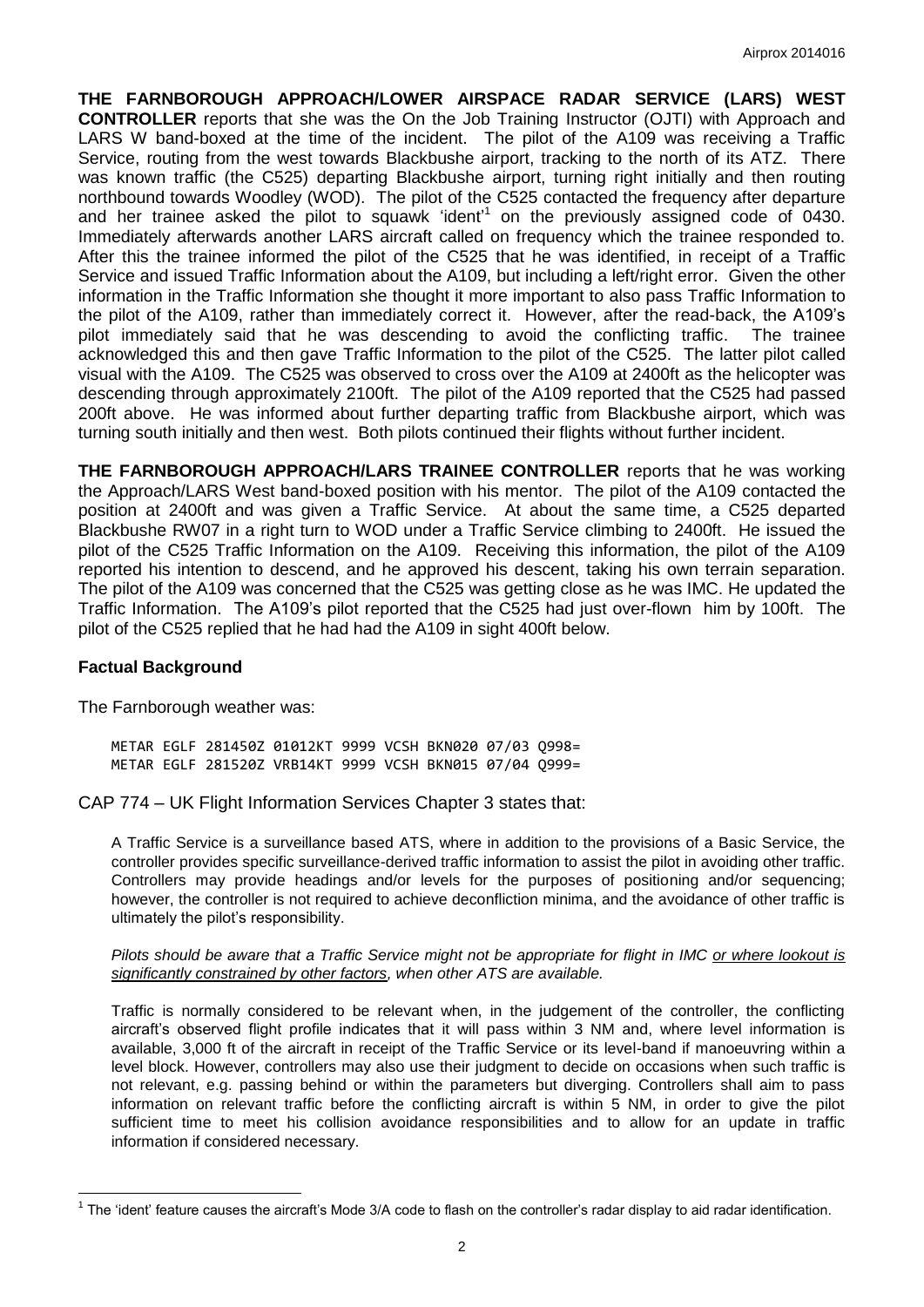**THE FARNBOROUGH APPROACH/LOWER AIRSPACE RADAR SERVICE (LARS) WEST CONTROLLER** reports that she was the On the Job Training Instructor (OJTI) with Approach and LARS W band-boxed at the time of the incident. The pilot of the A109 was receiving a Traffic Service, routing from the west towards Blackbushe airport, tracking to the north of its ATZ. There was known traffic (the C525) departing Blackbushe airport, turning right initially and then routing northbound towards Woodley (WOD). The pilot of the C525 contacted the frequency after departure and her trainee asked the pilot to squawk 'ident'[1] on the previously assigned code of 0430. Immediately afterwards another LARS aircraft called on frequency which the trainee responded to. After this the trainee informed the pilot of the C525 that he was identified, in receipt of a Traffic Service and issued Traffic Information about the A109, but including a left/right error. Given the other information in the Traffic Information she thought it more important to also pass Traffic Information to the pilot of the A109, rather than immediately correct it. However, after the read-back, the A109's pilot immediately said that he was descending to avoid the conflicting traffic. The trainee acknowledged this and then gave Traffic Information to the pilot of the C525. The latter pilot called visual with the A109. The C525 was observed to cross over the A109 at 2400ft as the helicopter was descending through approximately 2100ft. The pilot of the A109 reported that the C525 had passed 200ft above. He was informed about further departing traffic from Blackbushe airport, which was turning south initially and then west. Both pilots continued their flights without further incident.

**THE FARNBOROUGH APPROACH/LARS TRAINEE CONTROLLER** reports that he was working the Approach/LARS West band-boxed position with his mentor. The pilot of the A109 contacted the position at 2400ft and was given a Traffic Service. At about the same time, a C525 departed Blackbushe RW07 in a right turn to WOD under a Traffic Service climbing to 2400ft. He issued the pilot of the C525 Traffic Information on the A109. Receiving this information, the pilot of the A109 reported his intention to descend, and he approved his descent, taking his own terrain separation. The pilot of the A109 was concerned that the C525 was getting close as he was IMC. He updated the Traffic Information. The A109's pilot reported that the C525 had just over-flown him by 100ft. The pilot of the C525 replied that he had had the A109 in sight 400ft below.

## Factual Background

The Farnborough weather was:

```
METAR EGLF 281450Z 01012KT 9999 VCSH BKN020 07/03 Q998=
METAR EGLF 281520Z VRB14KT 9999 VCSH BKN015 07/04 Q999=
```

CAP 774 – UK Flight Information Services Chapter 3 states that:

> A Traffic Service is a surveillance based ATS, where in addition to the provisions of a Basic Service, the controller provides specific surveillance-derived traffic information to assist the pilot in avoiding other traffic. Controllers may provide headings and/or levels for the purposes of positioning and/or sequencing; however, the controller is not required to achieve deconfliction minima, and the avoidance of other traffic is ultimately the pilot's responsibility.
>
> *Pilots should be aware that a Traffic Service might not be appropriate for flight in IMC <u>or where lookout is significantly constrained by other factors</u>, when other ATS are available.*
>
> Traffic is normally considered to be relevant when, in the judgement of the controller, the conflicting aircraft's observed flight profile indicates that it will pass within 3 NM and, where level information is available, 3,000 ft of the aircraft in receipt of the Traffic Service or its level-band if manoeuvring within a level block. However, controllers may also use their judgment to decide on occasions when such traffic is not relevant, e.g. passing behind or within the parameters but diverging. Controllers shall aim to pass information on relevant traffic before the conflicting aircraft is within 5 NM, in order to give the pilot sufficient time to meet his collision avoidance responsibilities and to allow for an update in traffic information if considered necessary.

[1] The 'ident' feature causes the aircraft's Mode 3/A code to flash on the controller's radar display to aid radar identification.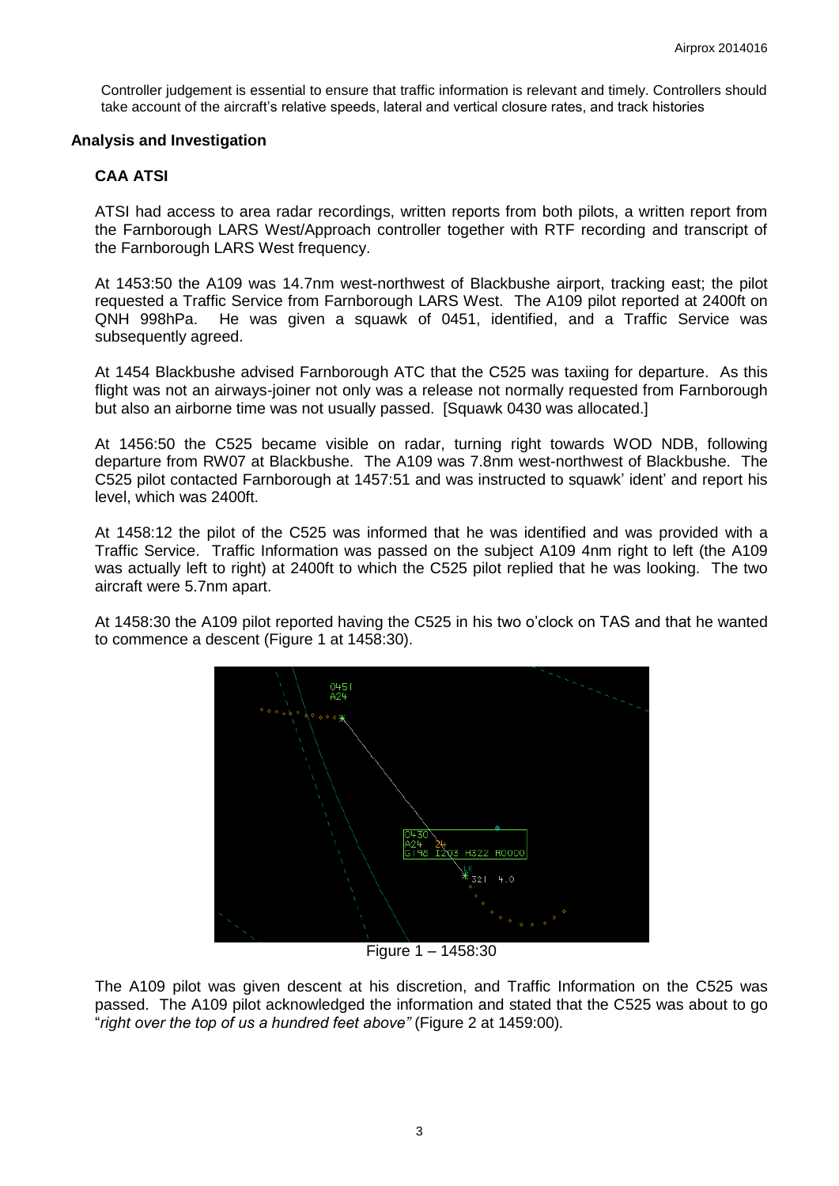Controller judgement is essential to ensure that traffic information is relevant and timely. Controllers should take account of the aircraft's relative speeds, lateral and vertical closure rates, and track histories

## Analysis and Investigation

### CAA ATSI

ATSI had access to area radar recordings, written reports from both pilots, a written report from the Farnborough LARS West/Approach controller together with RTF recording and transcript of the Farnborough LARS West frequency.

At 1453:50 the A109 was 14.7nm west-northwest of Blackbushe airport, tracking east; the pilot requested a Traffic Service from Farnborough LARS West. The A109 pilot reported at 2400ft on QNH 998hPa. He was given a squawk of 0451, identified, and a Traffic Service was subsequently agreed.

At 1454 Blackbushe advised Farnborough ATC that the C525 was taxiing for departure. As this flight was not an airways-joiner not only was a release not normally requested from Farnborough but also an airborne time was not usually passed. [Squawk 0430 was allocated.]

At 1456:50 the C525 became visible on radar, turning right towards WOD NDB, following departure from RW07 at Blackbushe. The A109 was 7.8nm west-northwest of Blackbushe. The C525 pilot contacted Farnborough at 1457:51 and was instructed to squawk' ident' and report his level, which was 2400ft.

At 1458:12 the pilot of the C525 was informed that he was identified and was provided with a Traffic Service. Traffic Information was passed on the subject A109 4nm right to left (the A109 was actually left to right) at 2400ft to which the C525 pilot replied that he was looking. The two aircraft were 5.7nm apart.

At 1458:30 the A109 pilot reported having the C525 in his two o'clock on TAS and that he wanted to commence a descent (Figure 1 at 1458:30).

Figure 1 – 1458:30

The A109 pilot was given descent at his discretion, and Traffic Information on the C525 was passed. The A109 pilot acknowledged the information and stated that the C525 was about to go "*right over the top of us a hundred feet above"* (Figure 2 at 1459:00).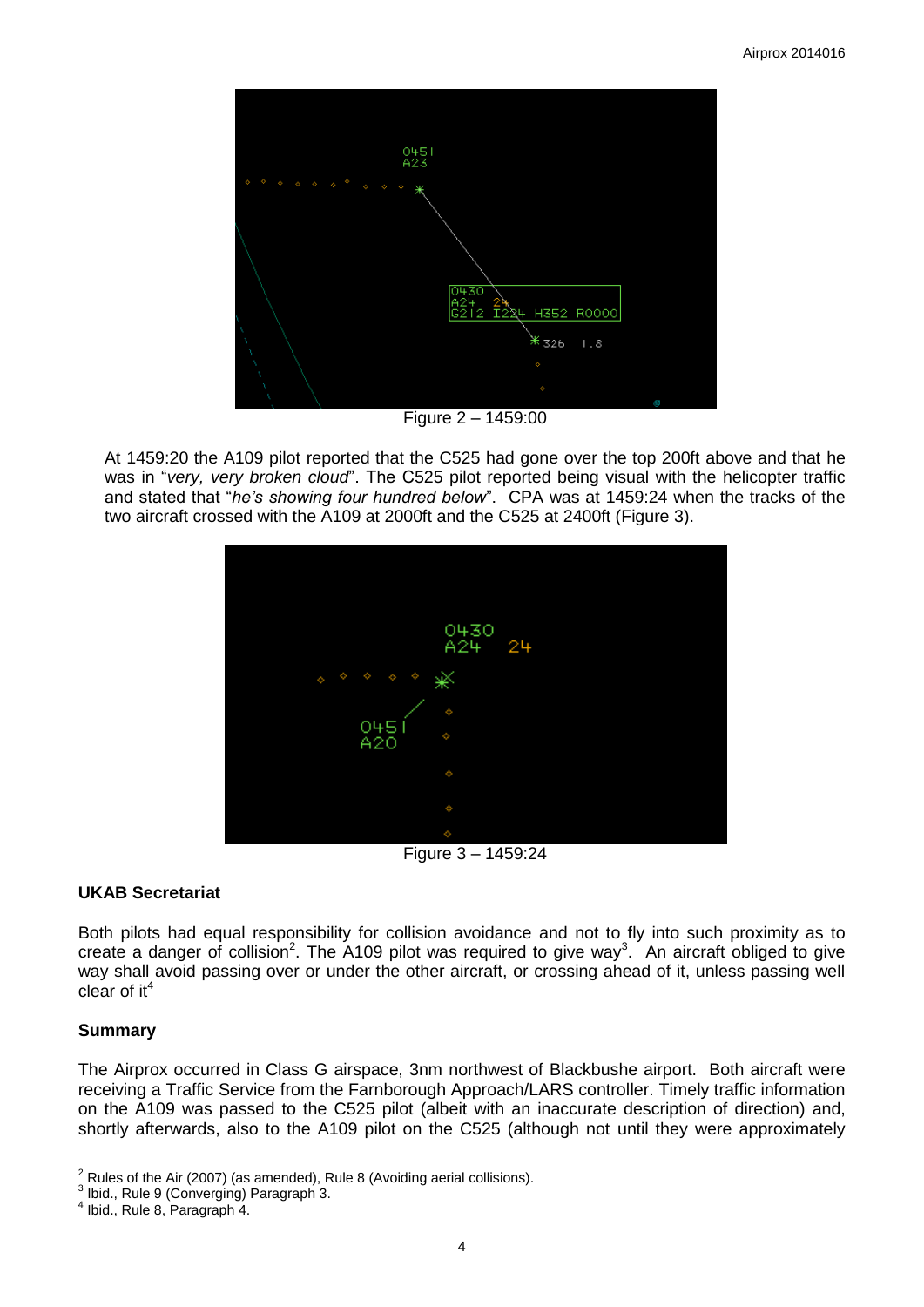Figure 2 – 1459:00

At 1459:20 the A109 pilot reported that the C525 had gone over the top 200ft above and that he was in "*very, very broken cloud*". The C525 pilot reported being visual with the helicopter traffic and stated that "*he's showing four hundred below*". CPA was at 1459:24 when the tracks of the two aircraft crossed with the A109 at 2000ft and the C525 at 2400ft (Figure 3).

Figure 3 – 1459:24

**UKAB Secretariat**

Both pilots had equal responsibility for collision avoidance and not to fly into such proximity as to create a danger of collision[2]. The A109 pilot was required to give way[3]. An aircraft obliged to give way shall avoid passing over or under the other aircraft, or crossing ahead of it, unless passing well clear of it[4]

**Summary**

The Airprox occurred in Class G airspace, 3nm northwest of Blackbushe airport. Both aircraft were receiving a Traffic Service from the Farnborough Approach/LARS controller. Timely traffic information on the A109 was passed to the C525 pilot (albeit with an inaccurate description of direction) and, shortly afterwards, also to the A109 pilot on the C525 (although not until they were approximately

[2] Rules of the Air (2007) (as amended), Rule 8 (Avoiding aerial collisions).
[3] Ibid., Rule 9 (Converging) Paragraph 3.
[4] Ibid., Rule 8, Paragraph 4.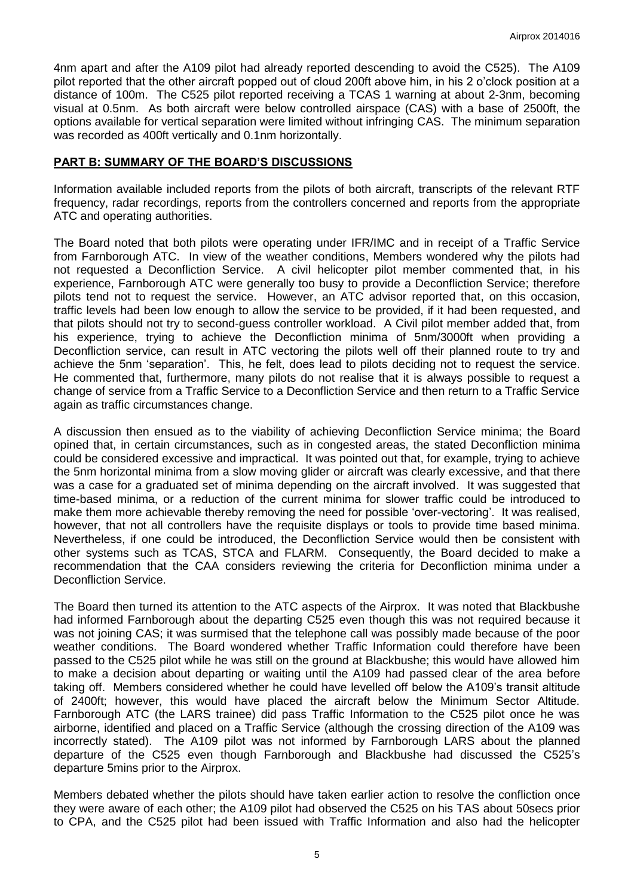4nm apart and after the A109 pilot had already reported descending to avoid the C525). The A109 pilot reported that the other aircraft popped out of cloud 200ft above him, in his 2 o'clock position at a distance of 100m. The C525 pilot reported receiving a TCAS 1 warning at about 2-3nm, becoming visual at 0.5nm. As both aircraft were below controlled airspace (CAS) with a base of 2500ft, the options available for vertical separation were limited without infringing CAS. The minimum separation was recorded as 400ft vertically and 0.1nm horizontally.

## PART B: SUMMARY OF THE BOARD'S DISCUSSIONS

Information available included reports from the pilots of both aircraft, transcripts of the relevant RTF frequency, radar recordings, reports from the controllers concerned and reports from the appropriate ATC and operating authorities.

The Board noted that both pilots were operating under IFR/IMC and in receipt of a Traffic Service from Farnborough ATC. In view of the weather conditions, Members wondered why the pilots had not requested a Deconfliction Service. A civil helicopter pilot member commented that, in his experience, Farnborough ATC were generally too busy to provide a Deconfliction Service; therefore pilots tend not to request the service. However, an ATC advisor reported that, on this occasion, traffic levels had been low enough to allow the service to be provided, if it had been requested, and that pilots should not try to second-guess controller workload. A Civil pilot member added that, from his experience, trying to achieve the Deconfliction minima of 5nm/3000ft when providing a Deconfliction service, can result in ATC vectoring the pilots well off their planned route to try and achieve the 5nm 'separation'. This, he felt, does lead to pilots deciding not to request the service. He commented that, furthermore, many pilots do not realise that it is always possible to request a change of service from a Traffic Service to a Deconfliction Service and then return to a Traffic Service again as traffic circumstances change.

A discussion then ensued as to the viability of achieving Deconfliction Service minima; the Board opined that, in certain circumstances, such as in congested areas, the stated Deconfliction minima could be considered excessive and impractical. It was pointed out that, for example, trying to achieve the 5nm horizontal minima from a slow moving glider or aircraft was clearly excessive, and that there was a case for a graduated set of minima depending on the aircraft involved. It was suggested that time-based minima, or a reduction of the current minima for slower traffic could be introduced to make them more achievable thereby removing the need for possible 'over-vectoring'. It was realised, however, that not all controllers have the requisite displays or tools to provide time based minima. Nevertheless, if one could be introduced, the Deconfliction Service would then be consistent with other systems such as TCAS, STCA and FLARM. Consequently, the Board decided to make a recommendation that the CAA considers reviewing the criteria for Deconfliction minima under a Deconfliction Service.

The Board then turned its attention to the ATC aspects of the Airprox. It was noted that Blackbushe had informed Farnborough about the departing C525 even though this was not required because it was not joining CAS; it was surmised that the telephone call was possibly made because of the poor weather conditions. The Board wondered whether Traffic Information could therefore have been passed to the C525 pilot while he was still on the ground at Blackbushe; this would have allowed him to make a decision about departing or waiting until the A109 had passed clear of the area before taking off. Members considered whether he could have levelled off below the A109's transit altitude of 2400ft; however, this would have placed the aircraft below the Minimum Sector Altitude. Farnborough ATC (the LARS trainee) did pass Traffic Information to the C525 pilot once he was airborne, identified and placed on a Traffic Service (although the crossing direction of the A109 was incorrectly stated). The A109 pilot was not informed by Farnborough LARS about the planned departure of the C525 even though Farnborough and Blackbushe had discussed the C525's departure 5mins prior to the Airprox.

Members debated whether the pilots should have taken earlier action to resolve the confliction once they were aware of each other; the A109 pilot had observed the C525 on his TAS about 50secs prior to CPA, and the C525 pilot had been issued with Traffic Information and also had the helicopter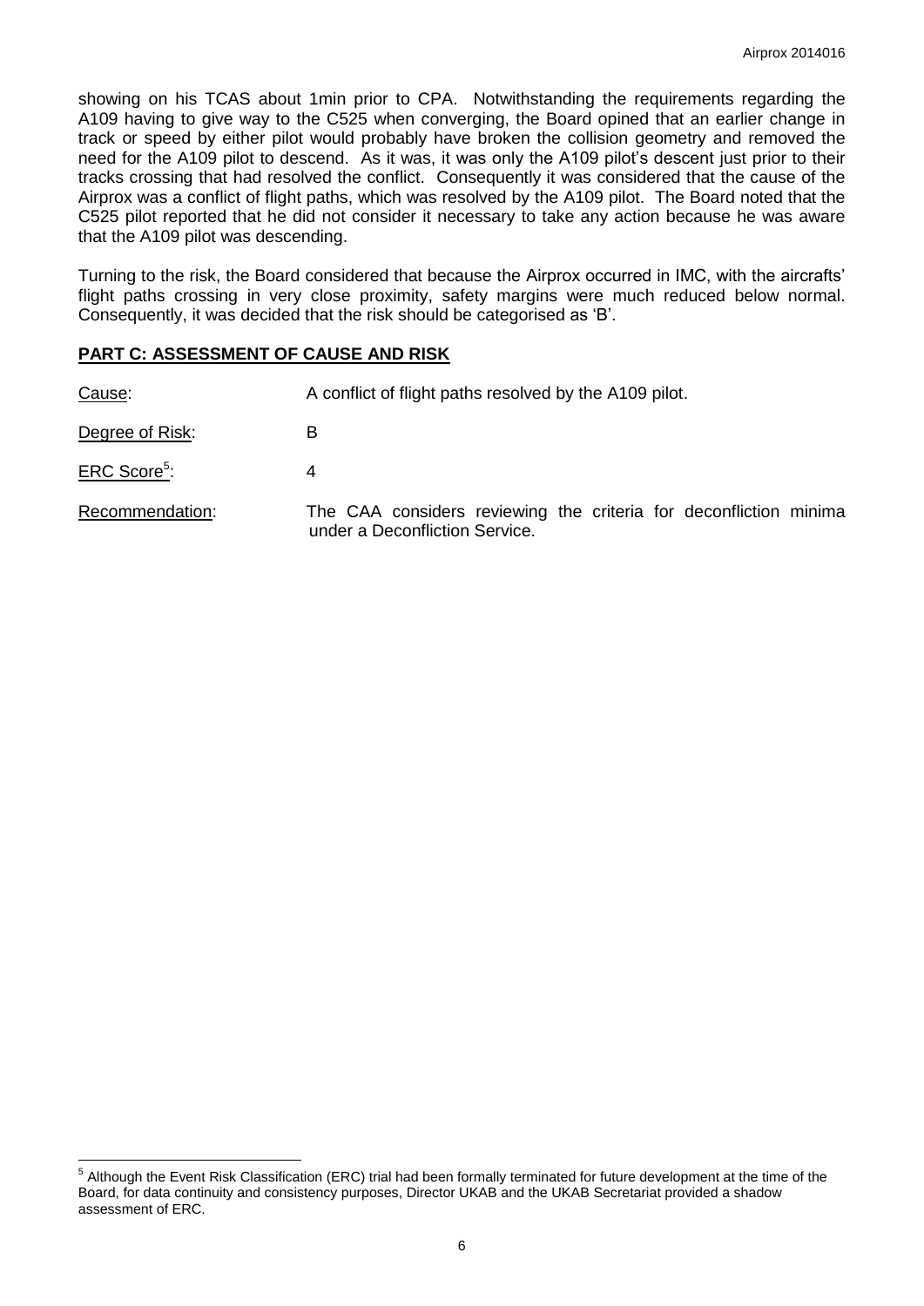showing on his TCAS about 1min prior to CPA. Notwithstanding the requirements regarding the A109 having to give way to the C525 when converging, the Board opined that an earlier change in track or speed by either pilot would probably have broken the collision geometry and removed the need for the A109 pilot to descend. As it was, it was only the A109 pilot's descent just prior to their tracks crossing that had resolved the conflict. Consequently it was considered that the cause of the Airprox was a conflict of flight paths, which was resolved by the A109 pilot. The Board noted that the C525 pilot reported that he did not consider it necessary to take any action because he was aware that the A109 pilot was descending.

Turning to the risk, the Board considered that because the Airprox occurred in IMC, with the aircrafts' flight paths crossing in very close proximity, safety margins were much reduced below normal. Consequently, it was decided that the risk should be categorised as 'B'.

## PART C: ASSESSMENT OF CAUSE AND RISK

| | |
|---|---|
| Cause: | A conflict of flight paths resolved by the A109 pilot. |
| Degree of Risk: | B |
| ERC Score[5]: | 4 |
| Recommendation: | The CAA considers reviewing the criteria for deconfliction minima under a Deconfliction Service. |

[5] Although the Event Risk Classification (ERC) trial had been formally terminated for future development at the time of the Board, for data continuity and consistency purposes, Director UKAB and the UKAB Secretariat provided a shadow assessment of ERC.